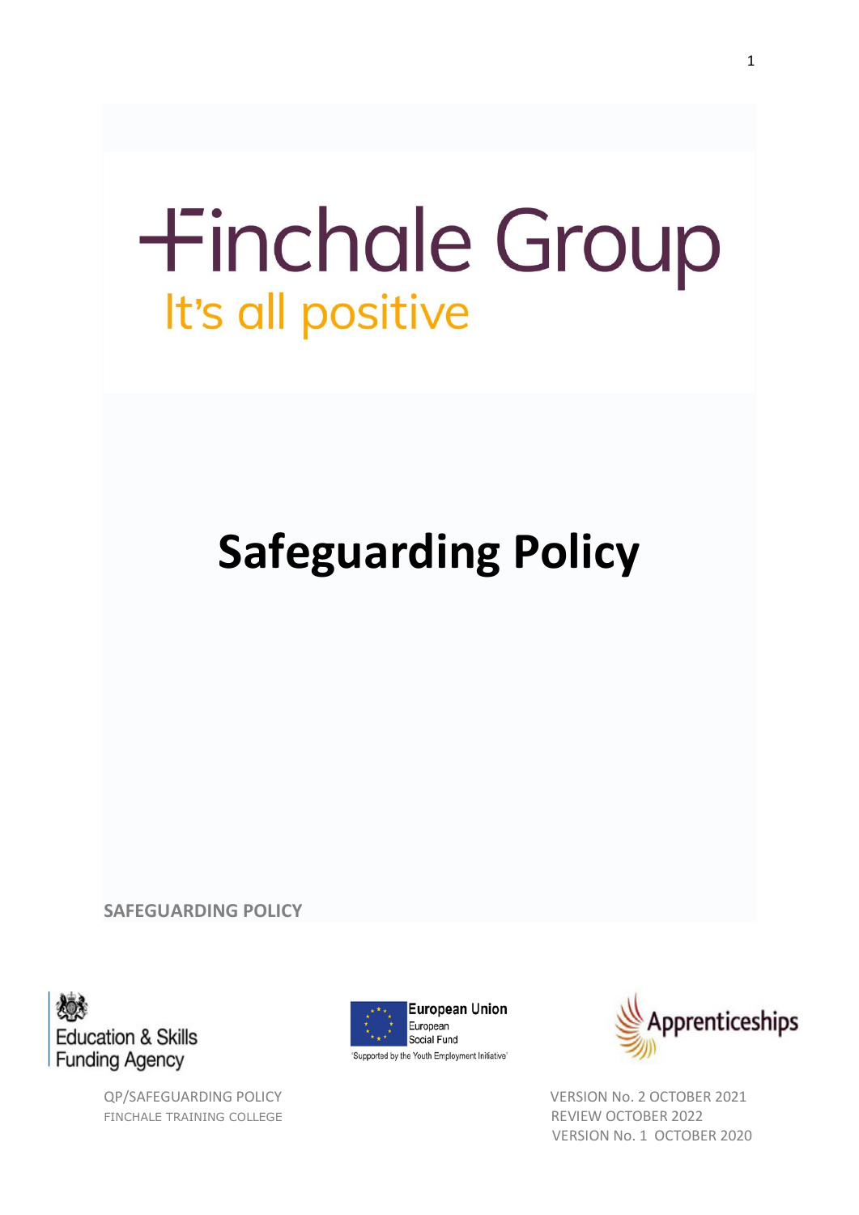Finchale Group

It's all positive

# Safeguarding Policy

SAFEGUARDING POLICY

Education & Skills Funding Agency

European Union
European Social Fund
'Supported by the Youth Employment Initiative'

Apprenticeships

QP/SAFEGUARDING POLICY
FINCHALE TRAINING COLLEGE

VERSION No. 2 OCTOBER 2021
REVIEW OCTOBER 2022
VERSION No. 1 OCTOBER 2020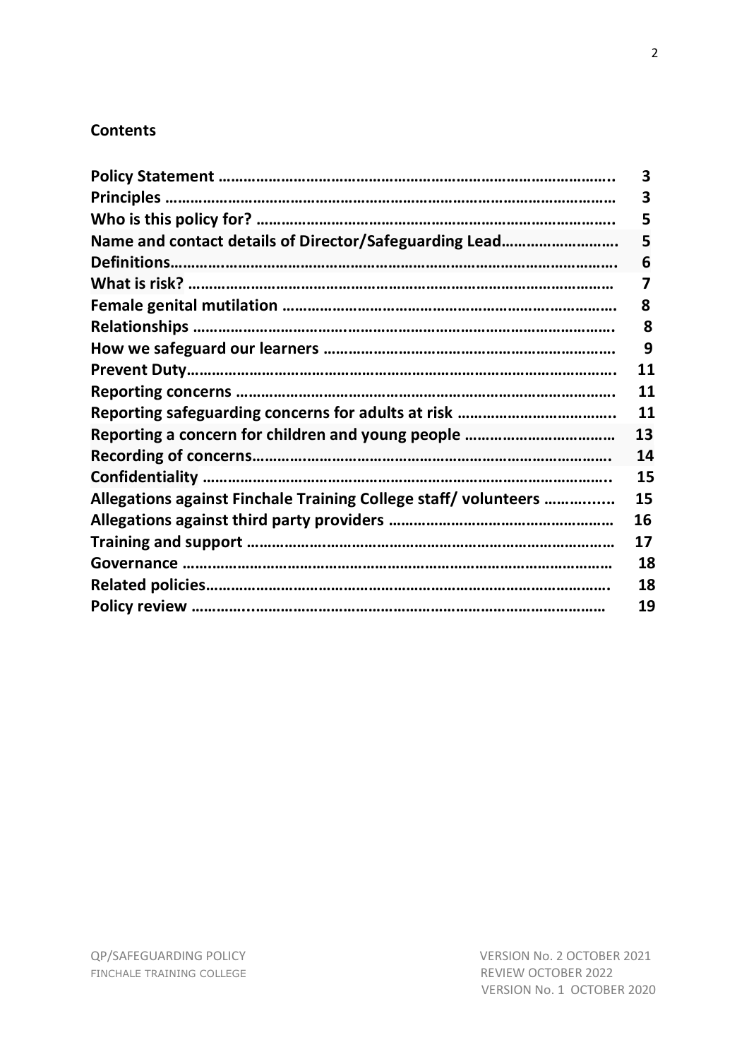## Contents

| | |
|---|---|
| **Policy Statement** | **3** |
| **Principles** | **3** |
| **Who is this policy for?** | **5** |
| **Name and contact details of Director/Safeguarding Lead** | **5** |
| **Definitions** | **6** |
| **What is risk?** | **7** |
| **Female genital mutilation** | **8** |
| **Relationships** | **8** |
| **How we safeguard our learners** | **9** |
| **Prevent Duty** | **11** |
| **Reporting concerns** | **11** |
| **Reporting safeguarding concerns for adults at risk** | **11** |
| **Reporting a concern for children and young people** | **13** |
| **Recording of concerns** | **14** |
| **Confidentiality** | **15** |
| **Allegations against Finchale Training College staff/ volunteers** | **15** |
| **Allegations against third party providers** | **16** |
| **Training and support** | **17** |
| **Governance** | **18** |
| **Related policies** | **18** |
| **Policy review** | **19** |

QP/SAFEGUARDING POLICY
FINCHALE TRAINING COLLEGE

VERSION No. 2 OCTOBER 2021
REVIEW OCTOBER 2022
VERSION No. 1 OCTOBER 2020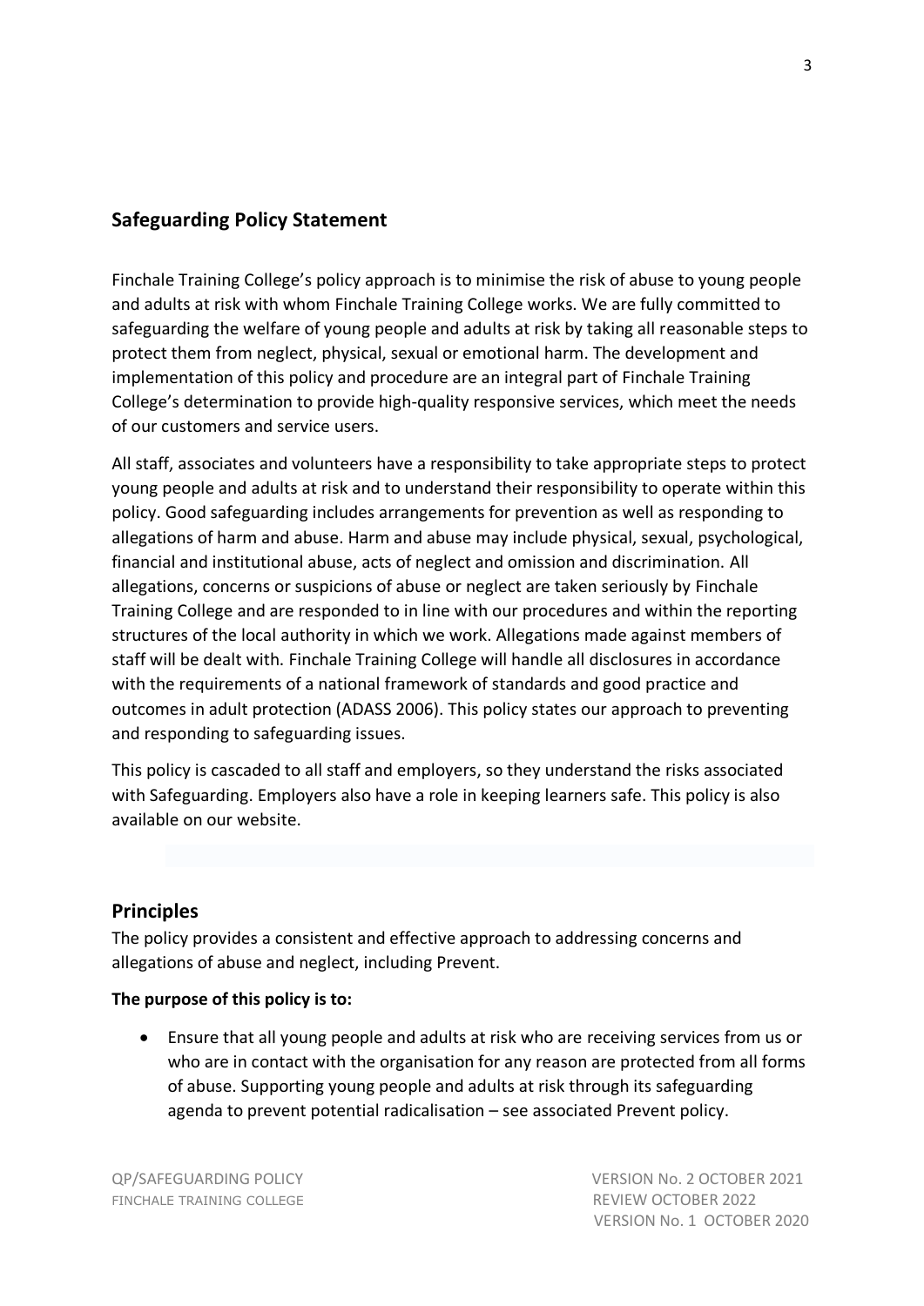## Safeguarding Policy Statement

Finchale Training College's policy approach is to minimise the risk of abuse to young people and adults at risk with whom Finchale Training College works. We are fully committed to safeguarding the welfare of young people and adults at risk by taking all reasonable steps to protect them from neglect, physical, sexual or emotional harm. The development and implementation of this policy and procedure are an integral part of Finchale Training College's determination to provide high-quality responsive services, which meet the needs of our customers and service users.

All staff, associates and volunteers have a responsibility to take appropriate steps to protect young people and adults at risk and to understand their responsibility to operate within this policy. Good safeguarding includes arrangements for prevention as well as responding to allegations of harm and abuse. Harm and abuse may include physical, sexual, psychological, financial and institutional abuse, acts of neglect and omission and discrimination. All allegations, concerns or suspicions of abuse or neglect are taken seriously by Finchale Training College and are responded to in line with our procedures and within the reporting structures of the local authority in which we work. Allegations made against members of staff will be dealt with. Finchale Training College will handle all disclosures in accordance with the requirements of a national framework of standards and good practice and outcomes in adult protection (ADASS 2006). This policy states our approach to preventing and responding to safeguarding issues.

This policy is cascaded to all staff and employers, so they understand the risks associated with Safeguarding. Employers also have a role in keeping learners safe. This policy is also available on our website.

## Principles

The policy provides a consistent and effective approach to addressing concerns and allegations of abuse and neglect, including Prevent.

**The purpose of this policy is to:**

- Ensure that all young people and adults at risk who are receiving services from us or who are in contact with the organisation for any reason are protected from all forms of abuse. Supporting young people and adults at risk through its safeguarding agenda to prevent potential radicalisation – see associated Prevent policy.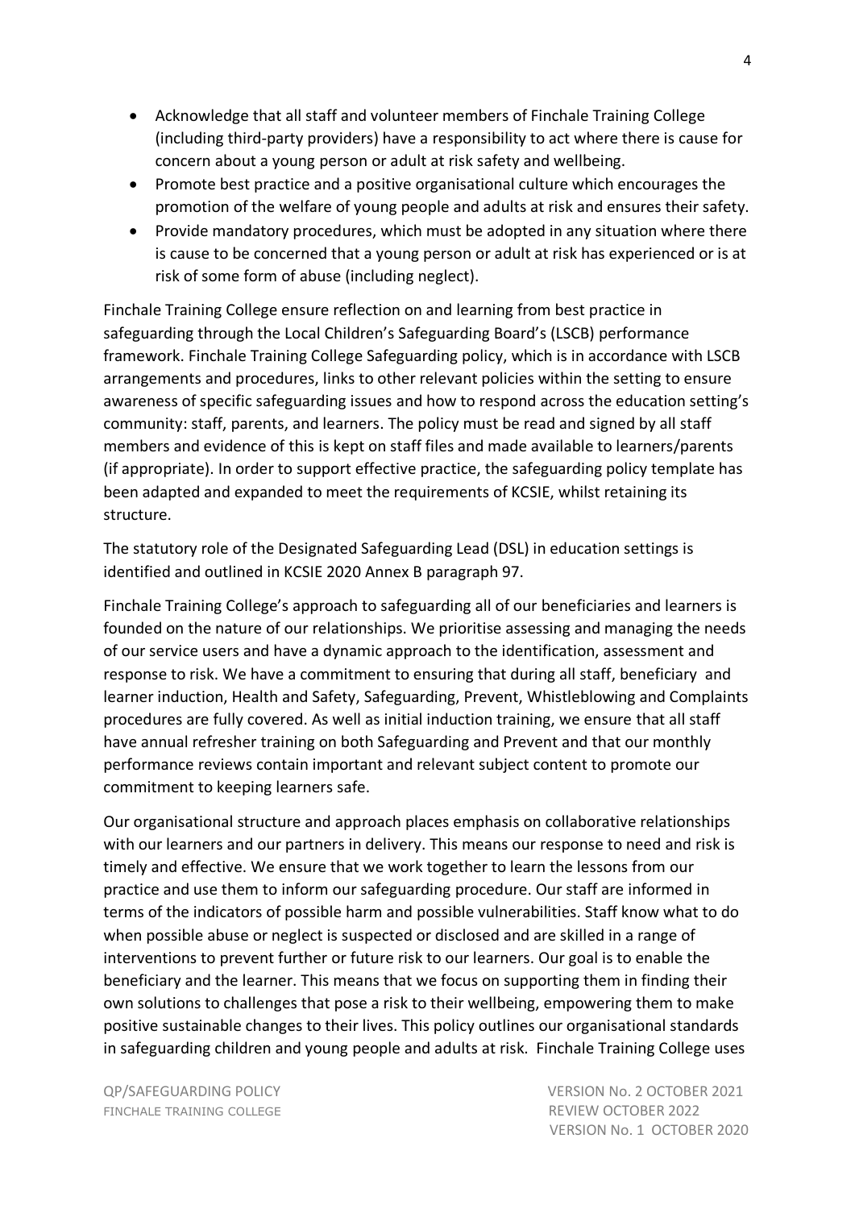- Acknowledge that all staff and volunteer members of Finchale Training College (including third-party providers) have a responsibility to act where there is cause for concern about a young person or adult at risk safety and wellbeing.
- Promote best practice and a positive organisational culture which encourages the promotion of the welfare of young people and adults at risk and ensures their safety.
- Provide mandatory procedures, which must be adopted in any situation where there is cause to be concerned that a young person or adult at risk has experienced or is at risk of some form of abuse (including neglect).

Finchale Training College ensure reflection on and learning from best practice in safeguarding through the Local Children's Safeguarding Board's (LSCB) performance framework. Finchale Training College Safeguarding policy, which is in accordance with LSCB arrangements and procedures, links to other relevant policies within the setting to ensure awareness of specific safeguarding issues and how to respond across the education setting's community: staff, parents, and learners. The policy must be read and signed by all staff members and evidence of this is kept on staff files and made available to learners/parents (if appropriate). In order to support effective practice, the safeguarding policy template has been adapted and expanded to meet the requirements of KCSIE, whilst retaining its structure.

The statutory role of the Designated Safeguarding Lead (DSL) in education settings is identified and outlined in KCSIE 2020 Annex B paragraph 97.

Finchale Training College's approach to safeguarding all of our beneficiaries and learners is founded on the nature of our relationships. We prioritise assessing and managing the needs of our service users and have a dynamic approach to the identification, assessment and response to risk. We have a commitment to ensuring that during all staff, beneficiary and learner induction, Health and Safety, Safeguarding, Prevent, Whistleblowing and Complaints procedures are fully covered. As well as initial induction training, we ensure that all staff have annual refresher training on both Safeguarding and Prevent and that our monthly performance reviews contain important and relevant subject content to promote our commitment to keeping learners safe.

Our organisational structure and approach places emphasis on collaborative relationships with our learners and our partners in delivery. This means our response to need and risk is timely and effective. We ensure that we work together to learn the lessons from our practice and use them to inform our safeguarding procedure. Our staff are informed in terms of the indicators of possible harm and possible vulnerabilities. Staff know what to do when possible abuse or neglect is suspected or disclosed and are skilled in a range of interventions to prevent further or future risk to our learners. Our goal is to enable the beneficiary and the learner. This means that we focus on supporting them in finding their own solutions to challenges that pose a risk to their wellbeing, empowering them to make positive sustainable changes to their lives. This policy outlines our organisational standards in safeguarding children and young people and adults at risk. Finchale Training College uses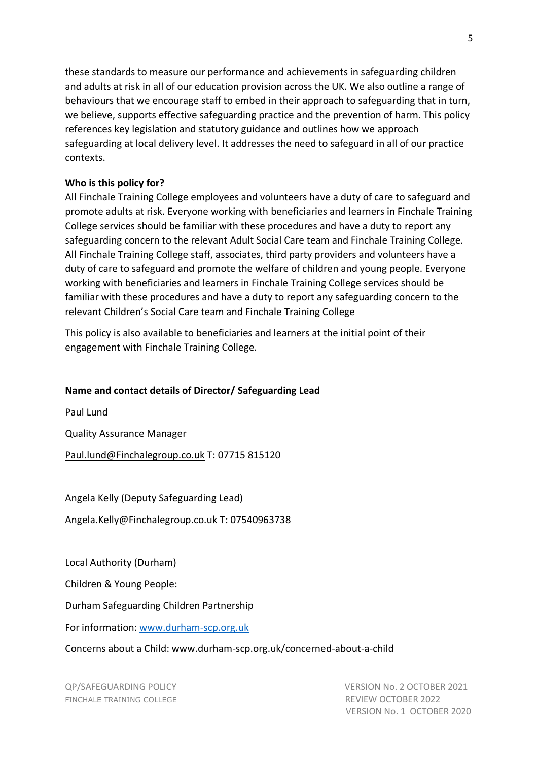these standards to measure our performance and achievements in safeguarding children and adults at risk in all of our education provision across the UK. We also outline a range of behaviours that we encourage staff to embed in their approach to safeguarding that in turn, we believe, supports effective safeguarding practice and the prevention of harm. This policy references key legislation and statutory guidance and outlines how we approach safeguarding at local delivery level. It addresses the need to safeguard in all of our practice contexts.

**Who is this policy for?**

All Finchale Training College employees and volunteers have a duty of care to safeguard and promote adults at risk. Everyone working with beneficiaries and learners in Finchale Training College services should be familiar with these procedures and have a duty to report any safeguarding concern to the relevant Adult Social Care team and Finchale Training College. All Finchale Training College staff, associates, third party providers and volunteers have a duty of care to safeguard and promote the welfare of children and young people. Everyone working with beneficiaries and learners in Finchale Training College services should be familiar with these procedures and have a duty to report any safeguarding concern to the relevant Children's Social Care team and Finchale Training College

This policy is also available to beneficiaries and learners at the initial point of their engagement with Finchale Training College.

**Name and contact details of Director/ Safeguarding Lead**

Paul Lund

Quality Assurance Manager

Paul.lund@Finchalegroup.co.uk T: 07715 815120

Angela Kelly (Deputy Safeguarding Lead)

Angela.Kelly@Finchalegroup.co.uk T: 07540963738

Local Authority (Durham)

Children & Young People:

Durham Safeguarding Children Partnership

For information: www.durham-scp.org.uk

Concerns about a Child: www.durham-scp.org.uk/concerned-about-a-child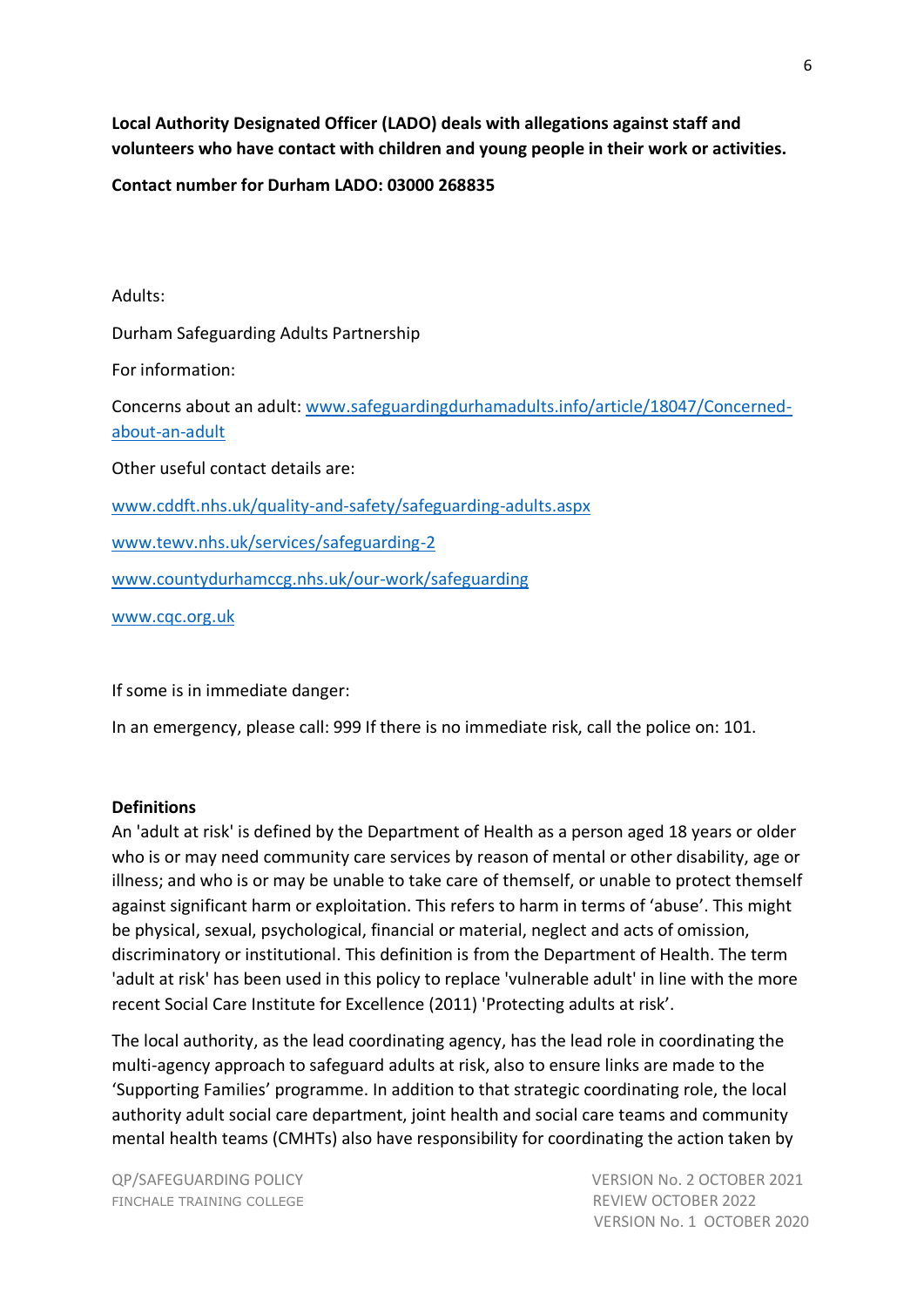**Local Authority Designated Officer (LADO) deals with allegations against staff and volunteers who have contact with children and young people in their work or activities.**

**Contact number for Durham LADO: 03000 268835**

Adults:

Durham Safeguarding Adults Partnership

For information:

Concerns about an adult: [www.safeguardingdurhamadults.info/article/18047/Concerned-about-an-adult](www.safeguardingdurhamadults.info/article/18047/Concerned-about-an-adult)

Other useful contact details are:

[www.cddft.nhs.uk/quality-and-safety/safeguarding-adults.aspx](www.cddft.nhs.uk/quality-and-safety/safeguarding-adults.aspx)

[www.tewv.nhs.uk/services/safeguarding-2](www.tewv.nhs.uk/services/safeguarding-2)

[www.countydurhamccg.nhs.uk/our-work/safeguarding](www.countydurhamccg.nhs.uk/our-work/safeguarding)

[www.cqc.org.uk](www.cqc.org.uk)

If some is in immediate danger:

In an emergency, please call: 999 If there is no immediate risk, call the police on: 101.

**Definitions**

An 'adult at risk' is defined by the Department of Health as a person aged 18 years or older who is or may need community care services by reason of mental or other disability, age or illness; and who is or may be unable to take care of themself, or unable to protect themself against significant harm or exploitation. This refers to harm in terms of 'abuse'. This might be physical, sexual, psychological, financial or material, neglect and acts of omission, discriminatory or institutional. This definition is from the Department of Health. The term 'adult at risk' has been used in this policy to replace 'vulnerable adult' in line with the more recent Social Care Institute for Excellence (2011) 'Protecting adults at risk'.

The local authority, as the lead coordinating agency, has the lead role in coordinating the multi-agency approach to safeguard adults at risk, also to ensure links are made to the 'Supporting Families' programme. In addition to that strategic coordinating role, the local authority adult social care department, joint health and social care teams and community mental health teams (CMHTs) also have responsibility for coordinating the action taken by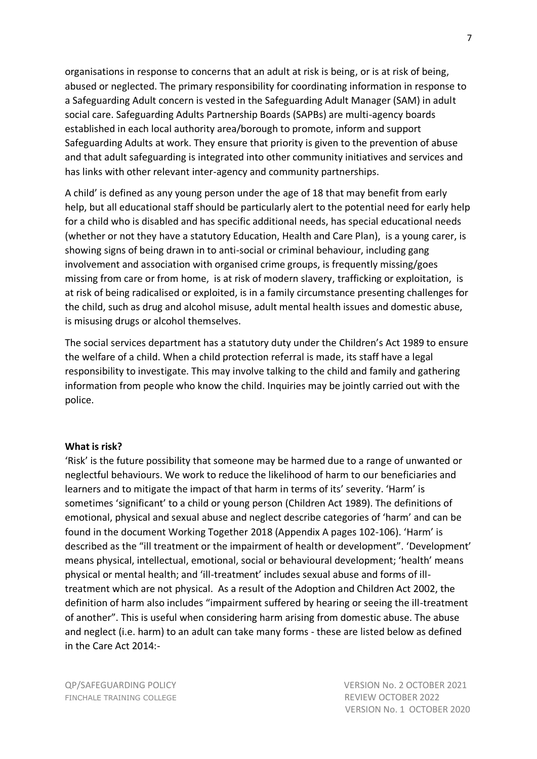organisations in response to concerns that an adult at risk is being, or is at risk of being, abused or neglected. The primary responsibility for coordinating information in response to a Safeguarding Adult concern is vested in the Safeguarding Adult Manager (SAM) in adult social care. Safeguarding Adults Partnership Boards (SAPBs) are multi-agency boards established in each local authority area/borough to promote, inform and support Safeguarding Adults at work. They ensure that priority is given to the prevention of abuse and that adult safeguarding is integrated into other community initiatives and services and has links with other relevant inter-agency and community partnerships.

A child' is defined as any young person under the age of 18 that may benefit from early help, but all educational staff should be particularly alert to the potential need for early help for a child who is disabled and has specific additional needs, has special educational needs (whether or not they have a statutory Education, Health and Care Plan), is a young carer, is showing signs of being drawn in to anti-social or criminal behaviour, including gang involvement and association with organised crime groups, is frequently missing/goes missing from care or from home, is at risk of modern slavery, trafficking or exploitation, is at risk of being radicalised or exploited, is in a family circumstance presenting challenges for the child, such as drug and alcohol misuse, adult mental health issues and domestic abuse, is misusing drugs or alcohol themselves.

The social services department has a statutory duty under the Children's Act 1989 to ensure the welfare of a child. When a child protection referral is made, its staff have a legal responsibility to investigate. This may involve talking to the child and family and gathering information from people who know the child. Inquiries may be jointly carried out with the police.

**What is risk?**

'Risk' is the future possibility that someone may be harmed due to a range of unwanted or neglectful behaviours. We work to reduce the likelihood of harm to our beneficiaries and learners and to mitigate the impact of that harm in terms of its' severity. 'Harm' is sometimes 'significant' to a child or young person (Children Act 1989). The definitions of emotional, physical and sexual abuse and neglect describe categories of 'harm' and can be found in the document Working Together 2018 (Appendix A pages 102-106). 'Harm' is described as the "ill treatment or the impairment of health or development". 'Development' means physical, intellectual, emotional, social or behavioural development; 'health' means physical or mental health; and 'ill-treatment' includes sexual abuse and forms of ill-treatment which are not physical. As a result of the Adoption and Children Act 2002, the definition of harm also includes "impairment suffered by hearing or seeing the ill-treatment of another". This is useful when considering harm arising from domestic abuse. The abuse and neglect (i.e. harm) to an adult can take many forms - these are listed below as defined in the Care Act 2014:-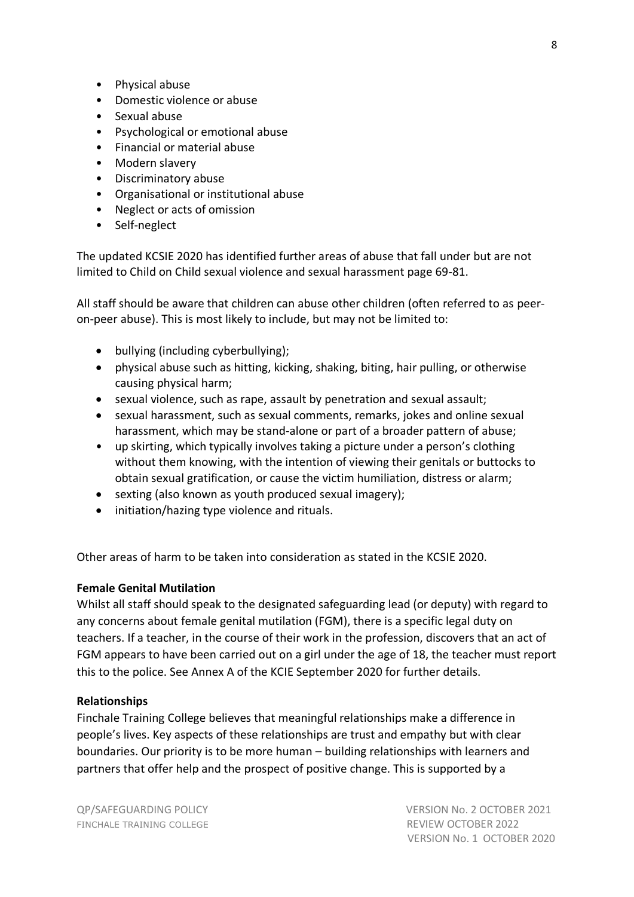- Physical abuse
- Domestic violence or abuse
- Sexual abuse
- Psychological or emotional abuse
- Financial or material abuse
- Modern slavery
- Discriminatory abuse
- Organisational or institutional abuse
- Neglect or acts of omission
- Self-neglect

The updated KCSIE 2020 has identified further areas of abuse that fall under but are not limited to Child on Child sexual violence and sexual harassment page 69-81.

All staff should be aware that children can abuse other children (often referred to as peer-on-peer abuse). This is most likely to include, but may not be limited to:

- bullying (including cyberbullying);
- physical abuse such as hitting, kicking, shaking, biting, hair pulling, or otherwise causing physical harm;
- sexual violence, such as rape, assault by penetration and sexual assault;
- sexual harassment, such as sexual comments, remarks, jokes and online sexual harassment, which may be stand-alone or part of a broader pattern of abuse;
- up skirting, which typically involves taking a picture under a person's clothing without them knowing, with the intention of viewing their genitals or buttocks to obtain sexual gratification, or cause the victim humiliation, distress or alarm;
- sexting (also known as youth produced sexual imagery);
- initiation/hazing type violence and rituals.

Other areas of harm to be taken into consideration as stated in the KCSIE 2020.

**Female Genital Mutilation**

Whilst all staff should speak to the designated safeguarding lead (or deputy) with regard to any concerns about female genital mutilation (FGM), there is a specific legal duty on teachers. If a teacher, in the course of their work in the profession, discovers that an act of FGM appears to have been carried out on a girl under the age of 18, the teacher must report this to the police. See Annex A of the KCIE September 2020 for further details.

**Relationships**

Finchale Training College believes that meaningful relationships make a difference in people's lives. Key aspects of these relationships are trust and empathy but with clear boundaries. Our priority is to be more human – building relationships with learners and partners that offer help and the prospect of positive change. This is supported by a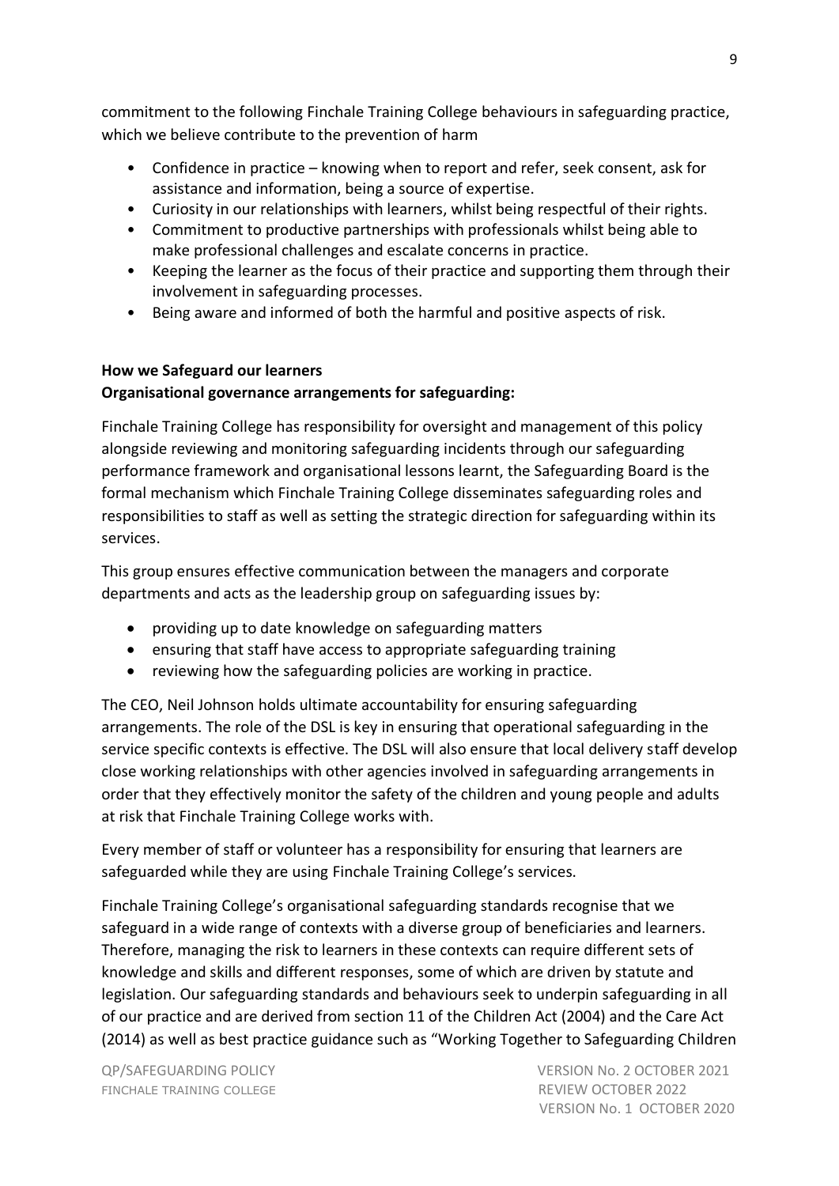commitment to the following Finchale Training College behaviours in safeguarding practice, which we believe contribute to the prevention of harm

- Confidence in practice – knowing when to report and refer, seek consent, ask for assistance and information, being a source of expertise.
- Curiosity in our relationships with learners, whilst being respectful of their rights.
- Commitment to productive partnerships with professionals whilst being able to make professional challenges and escalate concerns in practice.
- Keeping the learner as the focus of their practice and supporting them through their involvement in safeguarding processes.
- Being aware and informed of both the harmful and positive aspects of risk.

**How we Safeguard our learners**
**Organisational governance arrangements for safeguarding:**

Finchale Training College has responsibility for oversight and management of this policy alongside reviewing and monitoring safeguarding incidents through our safeguarding performance framework and organisational lessons learnt, the Safeguarding Board is the formal mechanism which Finchale Training College disseminates safeguarding roles and responsibilities to staff as well as setting the strategic direction for safeguarding within its services.

This group ensures effective communication between the managers and corporate departments and acts as the leadership group on safeguarding issues by:

- providing up to date knowledge on safeguarding matters
- ensuring that staff have access to appropriate safeguarding training
- reviewing how the safeguarding policies are working in practice.

The CEO, Neil Johnson holds ultimate accountability for ensuring safeguarding arrangements. The role of the DSL is key in ensuring that operational safeguarding in the service specific contexts is effective. The DSL will also ensure that local delivery staff develop close working relationships with other agencies involved in safeguarding arrangements in order that they effectively monitor the safety of the children and young people and adults at risk that Finchale Training College works with.

Every member of staff or volunteer has a responsibility for ensuring that learners are safeguarded while they are using Finchale Training College's services.

Finchale Training College's organisational safeguarding standards recognise that we safeguard in a wide range of contexts with a diverse group of beneficiaries and learners. Therefore, managing the risk to learners in these contexts can require different sets of knowledge and skills and different responses, some of which are driven by statute and legislation. Our safeguarding standards and behaviours seek to underpin safeguarding in all of our practice and are derived from section 11 of the Children Act (2004) and the Care Act (2014) as well as best practice guidance such as "Working Together to Safeguarding Children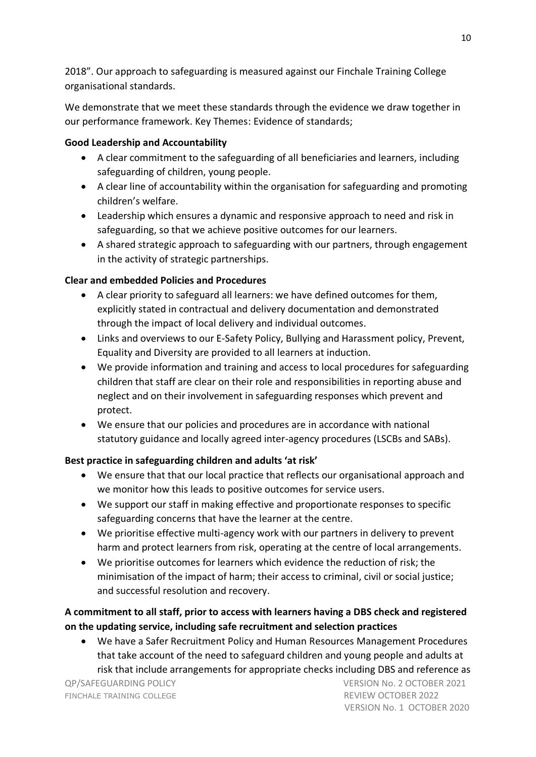2018". Our approach to safeguarding is measured against our Finchale Training College organisational standards.

We demonstrate that we meet these standards through the evidence we draw together in our performance framework. Key Themes: Evidence of standards;

**Good Leadership and Accountability**

- A clear commitment to the safeguarding of all beneficiaries and learners, including safeguarding of children, young people.
- A clear line of accountability within the organisation for safeguarding and promoting children's welfare.
- Leadership which ensures a dynamic and responsive approach to need and risk in safeguarding, so that we achieve positive outcomes for our learners.
- A shared strategic approach to safeguarding with our partners, through engagement in the activity of strategic partnerships.

**Clear and embedded Policies and Procedures**

- A clear priority to safeguard all learners: we have defined outcomes for them, explicitly stated in contractual and delivery documentation and demonstrated through the impact of local delivery and individual outcomes.
- Links and overviews to our E-Safety Policy, Bullying and Harassment policy, Prevent, Equality and Diversity are provided to all learners at induction.
- We provide information and training and access to local procedures for safeguarding children that staff are clear on their role and responsibilities in reporting abuse and neglect and on their involvement in safeguarding responses which prevent and protect.
- We ensure that our policies and procedures are in accordance with national statutory guidance and locally agreed inter-agency procedures (LSCBs and SABs).

**Best practice in safeguarding children and adults 'at risk'**

- We ensure that that our local practice that reflects our organisational approach and we monitor how this leads to positive outcomes for service users.
- We support our staff in making effective and proportionate responses to specific safeguarding concerns that have the learner at the centre.
- We prioritise effective multi-agency work with our partners in delivery to prevent harm and protect learners from risk, operating at the centre of local arrangements.
- We prioritise outcomes for learners which evidence the reduction of risk; the minimisation of the impact of harm; their access to criminal, civil or social justice; and successful resolution and recovery.

**A commitment to all staff, prior to access with learners having a DBS check and registered on the updating service, including safe recruitment and selection practices**

- We have a Safer Recruitment Policy and Human Resources Management Procedures that take account of the need to safeguard children and young people and adults at risk that include arrangements for appropriate checks including DBS and reference as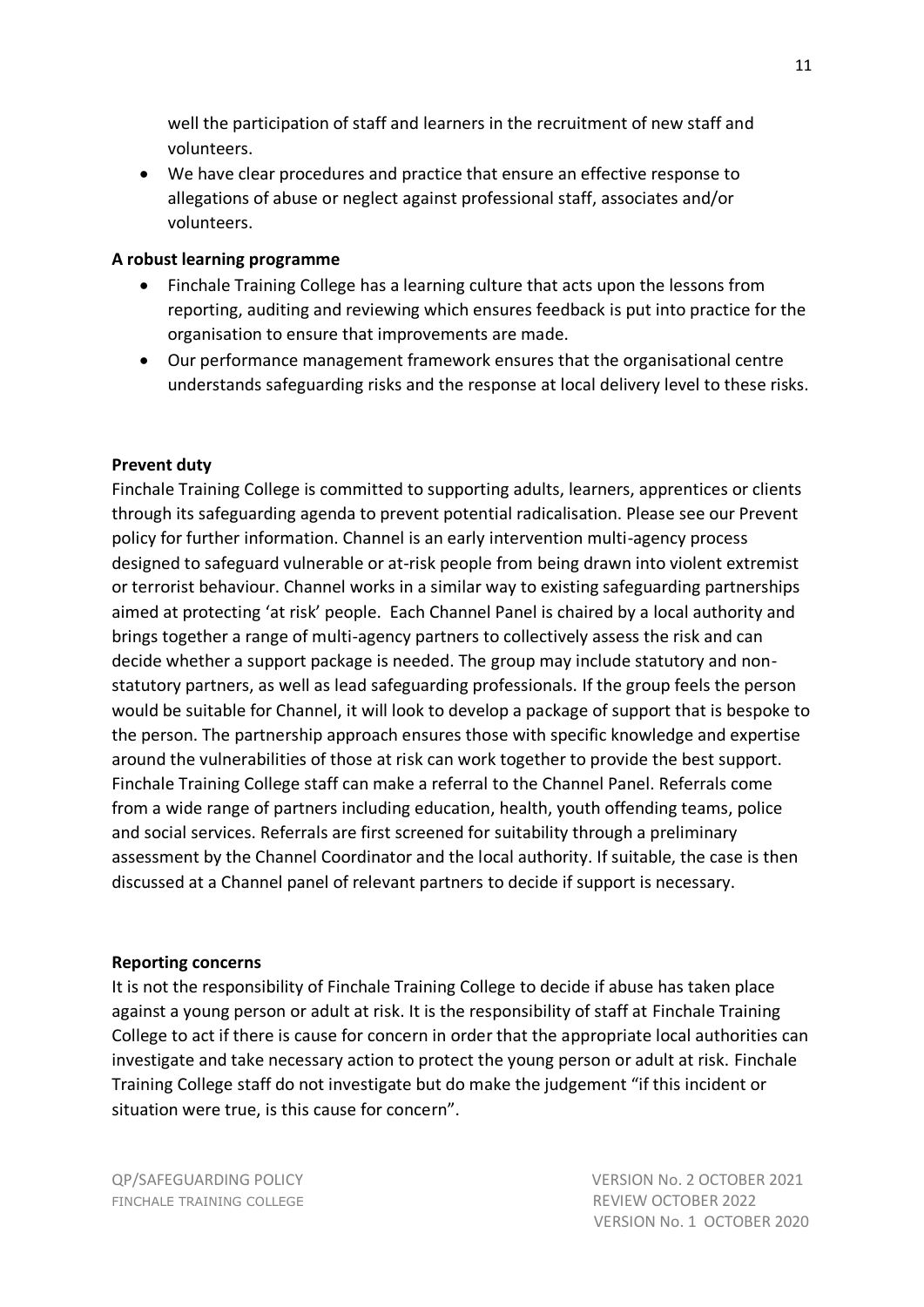well the participation of staff and learners in the recruitment of new staff and volunteers.

- We have clear procedures and practice that ensure an effective response to allegations of abuse or neglect against professional staff, associates and/or volunteers.

**A robust learning programme**

- Finchale Training College has a learning culture that acts upon the lessons from reporting, auditing and reviewing which ensures feedback is put into practice for the organisation to ensure that improvements are made.
- Our performance management framework ensures that the organisational centre understands safeguarding risks and the response at local delivery level to these risks.

**Prevent duty**

Finchale Training College is committed to supporting adults, learners, apprentices or clients through its safeguarding agenda to prevent potential radicalisation. Please see our Prevent policy for further information. Channel is an early intervention multi-agency process designed to safeguard vulnerable or at-risk people from being drawn into violent extremist or terrorist behaviour. Channel works in a similar way to existing safeguarding partnerships aimed at protecting 'at risk' people. Each Channel Panel is chaired by a local authority and brings together a range of multi-agency partners to collectively assess the risk and can decide whether a support package is needed. The group may include statutory and non-statutory partners, as well as lead safeguarding professionals. If the group feels the person would be suitable for Channel, it will look to develop a package of support that is bespoke to the person. The partnership approach ensures those with specific knowledge and expertise around the vulnerabilities of those at risk can work together to provide the best support. Finchale Training College staff can make a referral to the Channel Panel. Referrals come from a wide range of partners including education, health, youth offending teams, police and social services. Referrals are first screened for suitability through a preliminary assessment by the Channel Coordinator and the local authority. If suitable, the case is then discussed at a Channel panel of relevant partners to decide if support is necessary.

**Reporting concerns**

It is not the responsibility of Finchale Training College to decide if abuse has taken place against a young person or adult at risk. It is the responsibility of staff at Finchale Training College to act if there is cause for concern in order that the appropriate local authorities can investigate and take necessary action to protect the young person or adult at risk. Finchale Training College staff do not investigate but do make the judgement "if this incident or situation were true, is this cause for concern".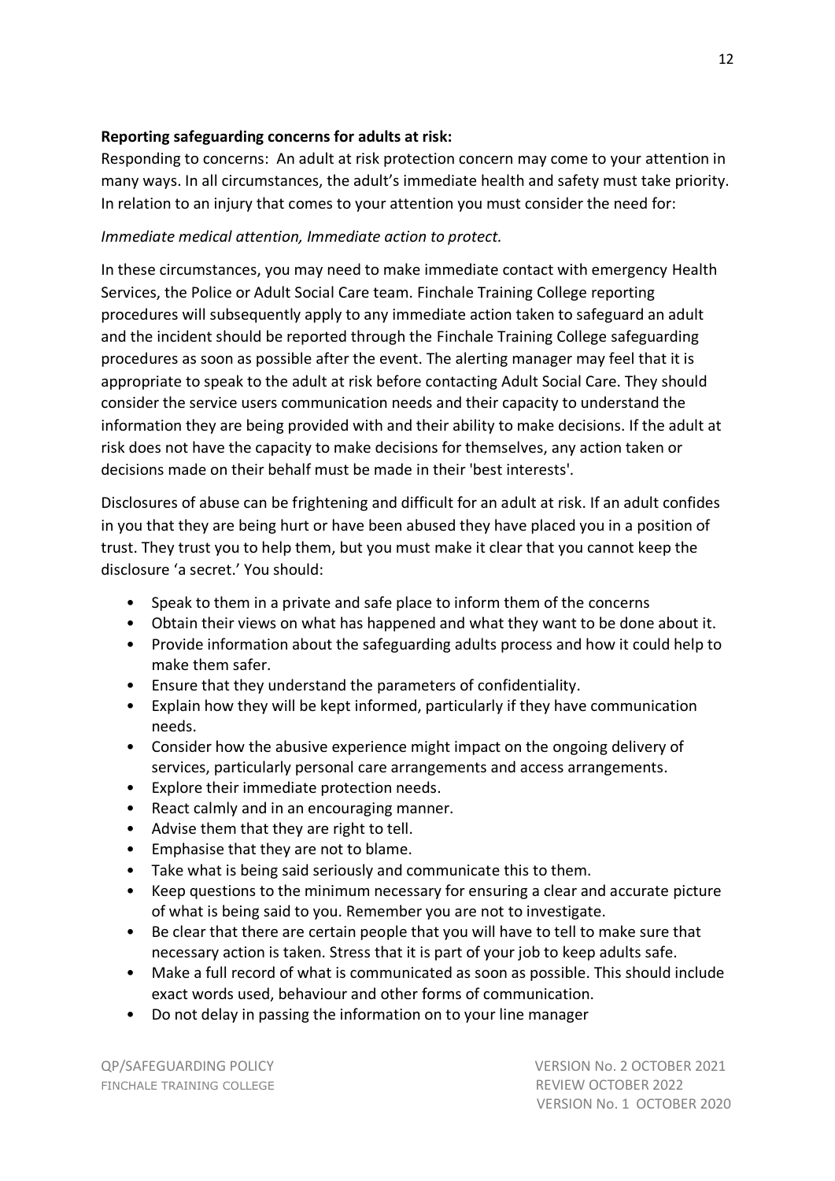**Reporting safeguarding concerns for adults at risk:**

Responding to concerns: An adult at risk protection concern may come to your attention in many ways. In all circumstances, the adult's immediate health and safety must take priority. In relation to an injury that comes to your attention you must consider the need for:

*Immediate medical attention, Immediate action to protect.*

In these circumstances, you may need to make immediate contact with emergency Health Services, the Police or Adult Social Care team. Finchale Training College reporting procedures will subsequently apply to any immediate action taken to safeguard an adult and the incident should be reported through the Finchale Training College safeguarding procedures as soon as possible after the event. The alerting manager may feel that it is appropriate to speak to the adult at risk before contacting Adult Social Care. They should consider the service users communication needs and their capacity to understand the information they are being provided with and their ability to make decisions. If the adult at risk does not have the capacity to make decisions for themselves, any action taken or decisions made on their behalf must be made in their 'best interests'.

Disclosures of abuse can be frightening and difficult for an adult at risk. If an adult confides in you that they are being hurt or have been abused they have placed you in a position of trust. They trust you to help them, but you must make it clear that you cannot keep the disclosure 'a secret.' You should:

- Speak to them in a private and safe place to inform them of the concerns
- Obtain their views on what has happened and what they want to be done about it.
- Provide information about the safeguarding adults process and how it could help to make them safer.
- Ensure that they understand the parameters of confidentiality.
- Explain how they will be kept informed, particularly if they have communication needs.
- Consider how the abusive experience might impact on the ongoing delivery of services, particularly personal care arrangements and access arrangements.
- Explore their immediate protection needs.
- React calmly and in an encouraging manner.
- Advise them that they are right to tell.
- Emphasise that they are not to blame.
- Take what is being said seriously and communicate this to them.
- Keep questions to the minimum necessary for ensuring a clear and accurate picture of what is being said to you. Remember you are not to investigate.
- Be clear that there are certain people that you will have to tell to make sure that necessary action is taken. Stress that it is part of your job to keep adults safe.
- Make a full record of what is communicated as soon as possible. This should include exact words used, behaviour and other forms of communication.
- Do not delay in passing the information on to your line manager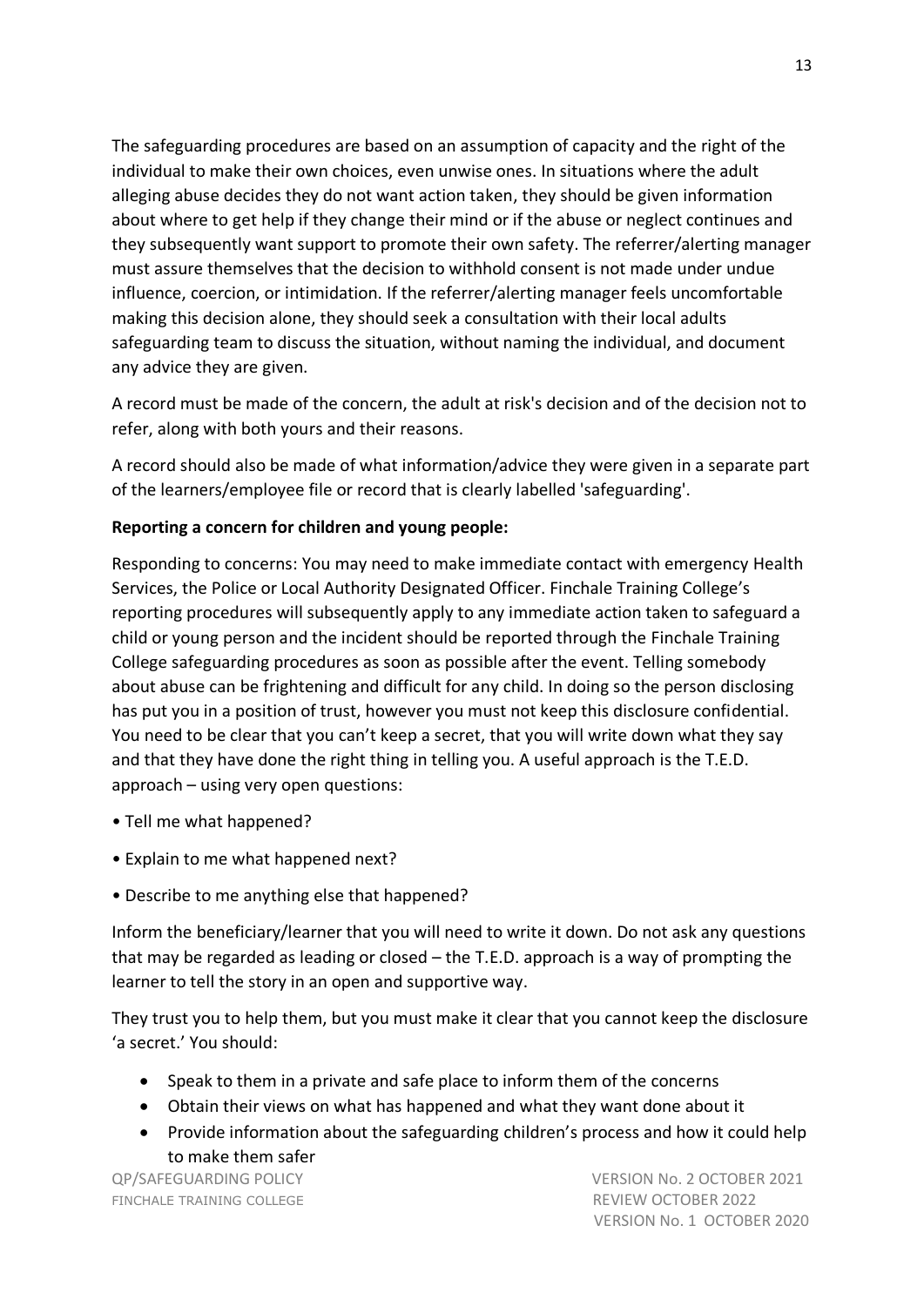The safeguarding procedures are based on an assumption of capacity and the right of the individual to make their own choices, even unwise ones. In situations where the adult alleging abuse decides they do not want action taken, they should be given information about where to get help if they change their mind or if the abuse or neglect continues and they subsequently want support to promote their own safety. The referrer/alerting manager must assure themselves that the decision to withhold consent is not made under undue influence, coercion, or intimidation. If the referrer/alerting manager feels uncomfortable making this decision alone, they should seek a consultation with their local adults safeguarding team to discuss the situation, without naming the individual, and document any advice they are given.

A record must be made of the concern, the adult at risk's decision and of the decision not to refer, along with both yours and their reasons.

A record should also be made of what information/advice they were given in a separate part of the learners/employee file or record that is clearly labelled 'safeguarding'.

**Reporting a concern for children and young people:**

Responding to concerns: You may need to make immediate contact with emergency Health Services, the Police or Local Authority Designated Officer. Finchale Training College's reporting procedures will subsequently apply to any immediate action taken to safeguard a child or young person and the incident should be reported through the Finchale Training College safeguarding procedures as soon as possible after the event. Telling somebody about abuse can be frightening and difficult for any child. In doing so the person disclosing has put you in a position of trust, however you must not keep this disclosure confidential. You need to be clear that you can't keep a secret, that you will write down what they say and that they have done the right thing in telling you. A useful approach is the T.E.D. approach – using very open questions:

- Tell me what happened?
- Explain to me what happened next?
- Describe to me anything else that happened?

Inform the beneficiary/learner that you will need to write it down. Do not ask any questions that may be regarded as leading or closed – the T.E.D. approach is a way of prompting the learner to tell the story in an open and supportive way.

They trust you to help them, but you must make it clear that you cannot keep the disclosure 'a secret.' You should:

- Speak to them in a private and safe place to inform them of the concerns
- Obtain their views on what has happened and what they want done about it
- Provide information about the safeguarding children's process and how it could help to make them safer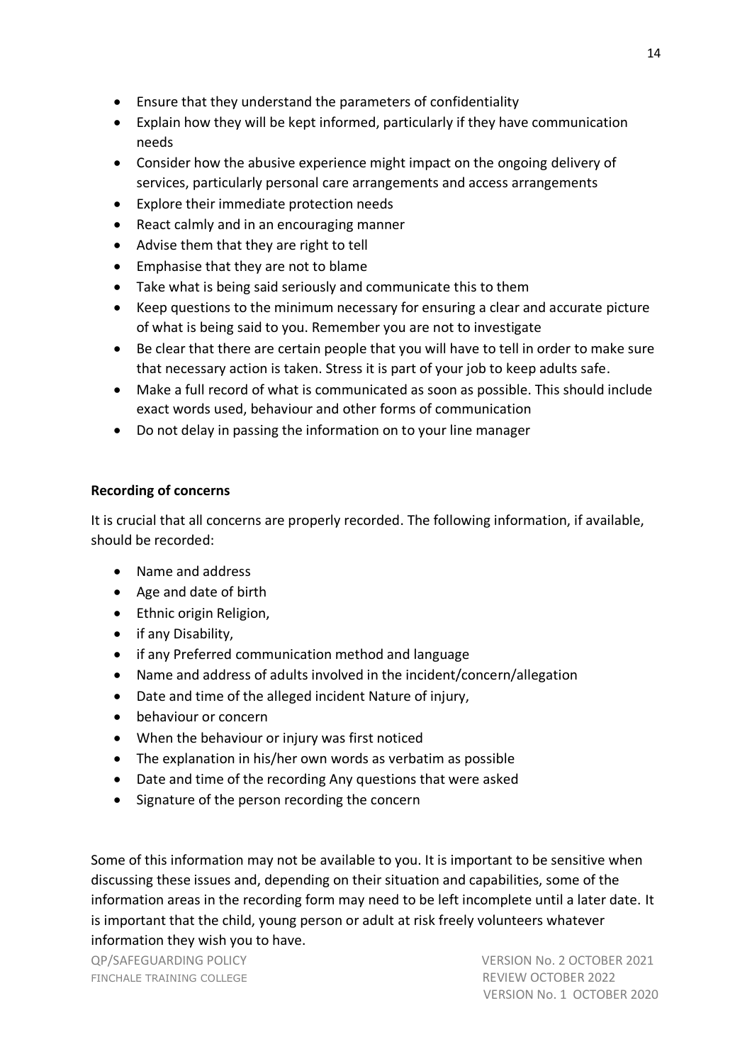- Ensure that they understand the parameters of confidentiality
- Explain how they will be kept informed, particularly if they have communication needs
- Consider how the abusive experience might impact on the ongoing delivery of services, particularly personal care arrangements and access arrangements
- Explore their immediate protection needs
- React calmly and in an encouraging manner
- Advise them that they are right to tell
- Emphasise that they are not to blame
- Take what is being said seriously and communicate this to them
- Keep questions to the minimum necessary for ensuring a clear and accurate picture of what is being said to you. Remember you are not to investigate
- Be clear that there are certain people that you will have to tell in order to make sure that necessary action is taken. Stress it is part of your job to keep adults safe.
- Make a full record of what is communicated as soon as possible. This should include exact words used, behaviour and other forms of communication
- Do not delay in passing the information on to your line manager

**Recording of concerns**

It is crucial that all concerns are properly recorded. The following information, if available, should be recorded:

- Name and address
- Age and date of birth
- Ethnic origin Religion,
- if any Disability,
- if any Preferred communication method and language
- Name and address of adults involved in the incident/concern/allegation
- Date and time of the alleged incident Nature of injury,
- behaviour or concern
- When the behaviour or injury was first noticed
- The explanation in his/her own words as verbatim as possible
- Date and time of the recording Any questions that were asked
- Signature of the person recording the concern

Some of this information may not be available to you. It is important to be sensitive when discussing these issues and, depending on their situation and capabilities, some of the information areas in the recording form may need to be left incomplete until a later date. It is important that the child, young person or adult at risk freely volunteers whatever information they wish you to have.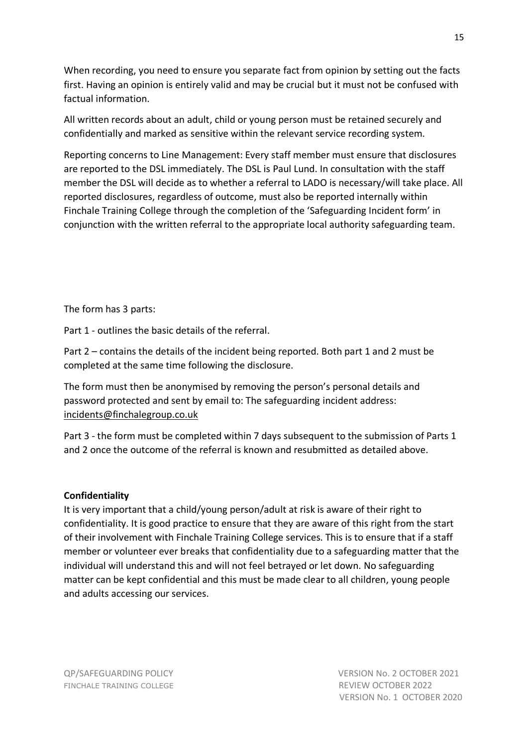When recording, you need to ensure you separate fact from opinion by setting out the facts first. Having an opinion is entirely valid and may be crucial but it must not be confused with factual information.

All written records about an adult, child or young person must be retained securely and confidentially and marked as sensitive within the relevant service recording system.

Reporting concerns to Line Management: Every staff member must ensure that disclosures are reported to the DSL immediately. The DSL is Paul Lund. In consultation with the staff member the DSL will decide as to whether a referral to LADO is necessary/will take place. All reported disclosures, regardless of outcome, must also be reported internally within Finchale Training College through the completion of the 'Safeguarding Incident form' in conjunction with the written referral to the appropriate local authority safeguarding team.

The form has 3 parts:

Part 1 - outlines the basic details of the referral.

Part 2 – contains the details of the incident being reported. Both part 1 and 2 must be completed at the same time following the disclosure.

The form must then be anonymised by removing the person's personal details and password protected and sent by email to: The safeguarding incident address: incidents@finchalegroup.co.uk

Part 3 - the form must be completed within 7 days subsequent to the submission of Parts 1 and 2 once the outcome of the referral is known and resubmitted as detailed above.

**Confidentiality**

It is very important that a child/young person/adult at risk is aware of their right to confidentiality. It is good practice to ensure that they are aware of this right from the start of their involvement with Finchale Training College services. This is to ensure that if a staff member or volunteer ever breaks that confidentiality due to a safeguarding matter that the individual will understand this and will not feel betrayed or let down. No safeguarding matter can be kept confidential and this must be made clear to all children, young people and adults accessing our services.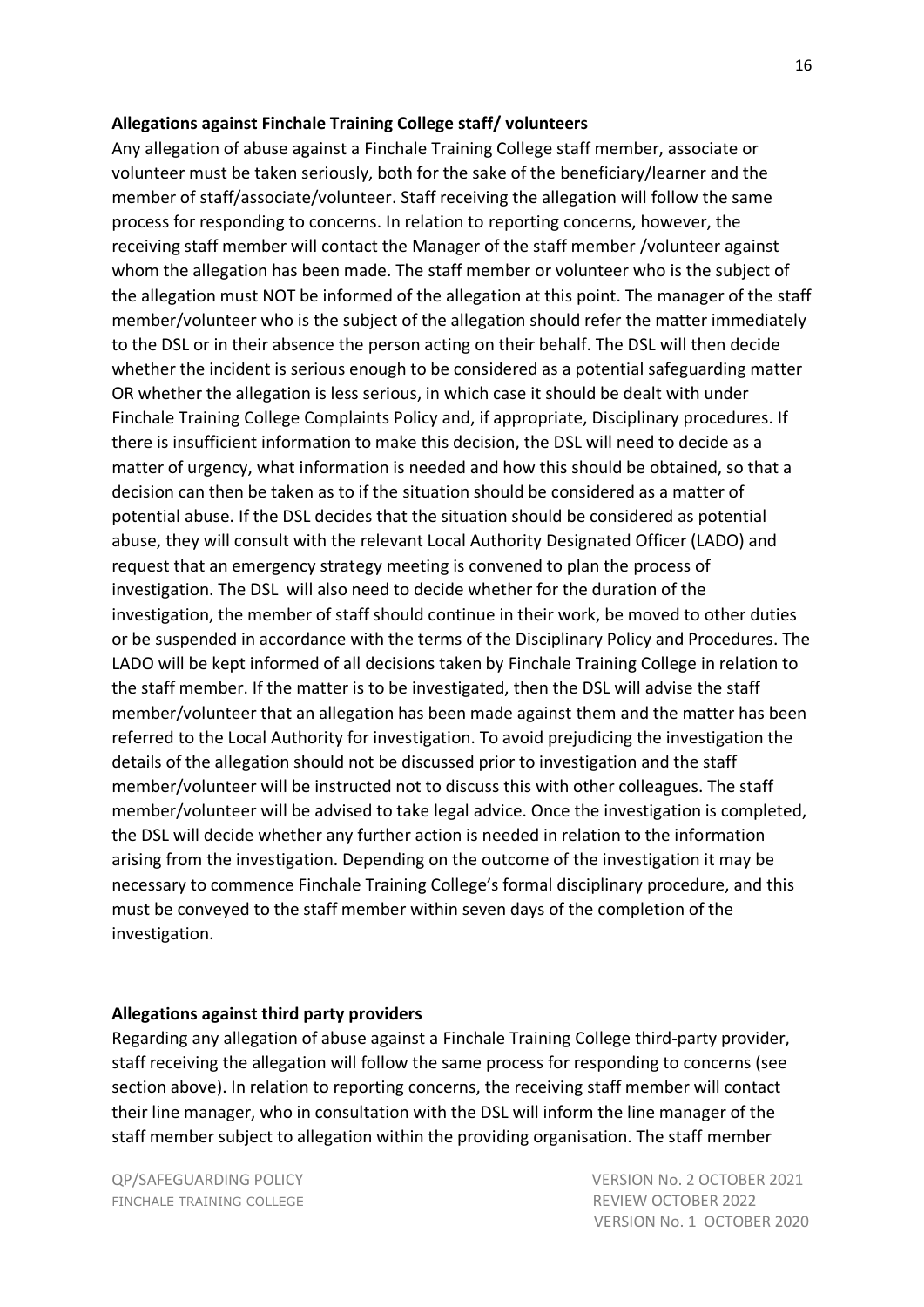**Allegations against Finchale Training College staff/ volunteers**

Any allegation of abuse against a Finchale Training College staff member, associate or volunteer must be taken seriously, both for the sake of the beneficiary/learner and the member of staff/associate/volunteer. Staff receiving the allegation will follow the same process for responding to concerns. In relation to reporting concerns, however, the receiving staff member will contact the Manager of the staff member /volunteer against whom the allegation has been made. The staff member or volunteer who is the subject of the allegation must NOT be informed of the allegation at this point. The manager of the staff member/volunteer who is the subject of the allegation should refer the matter immediately to the DSL or in their absence the person acting on their behalf. The DSL will then decide whether the incident is serious enough to be considered as a potential safeguarding matter OR whether the allegation is less serious, in which case it should be dealt with under Finchale Training College Complaints Policy and, if appropriate, Disciplinary procedures. If there is insufficient information to make this decision, the DSL will need to decide as a matter of urgency, what information is needed and how this should be obtained, so that a decision can then be taken as to if the situation should be considered as a matter of potential abuse. If the DSL decides that the situation should be considered as potential abuse, they will consult with the relevant Local Authority Designated Officer (LADO) and request that an emergency strategy meeting is convened to plan the process of investigation. The DSL will also need to decide whether for the duration of the investigation, the member of staff should continue in their work, be moved to other duties or be suspended in accordance with the terms of the Disciplinary Policy and Procedures. The LADO will be kept informed of all decisions taken by Finchale Training College in relation to the staff member. If the matter is to be investigated, then the DSL will advise the staff member/volunteer that an allegation has been made against them and the matter has been referred to the Local Authority for investigation. To avoid prejudicing the investigation the details of the allegation should not be discussed prior to investigation and the staff member/volunteer will be instructed not to discuss this with other colleagues. The staff member/volunteer will be advised to take legal advice. Once the investigation is completed, the DSL will decide whether any further action is needed in relation to the information arising from the investigation. Depending on the outcome of the investigation it may be necessary to commence Finchale Training College's formal disciplinary procedure, and this must be conveyed to the staff member within seven days of the completion of the investigation.

**Allegations against third party providers**

Regarding any allegation of abuse against a Finchale Training College third-party provider, staff receiving the allegation will follow the same process for responding to concerns (see section above). In relation to reporting concerns, the receiving staff member will contact their line manager, who in consultation with the DSL will inform the line manager of the staff member subject to allegation within the providing organisation. The staff member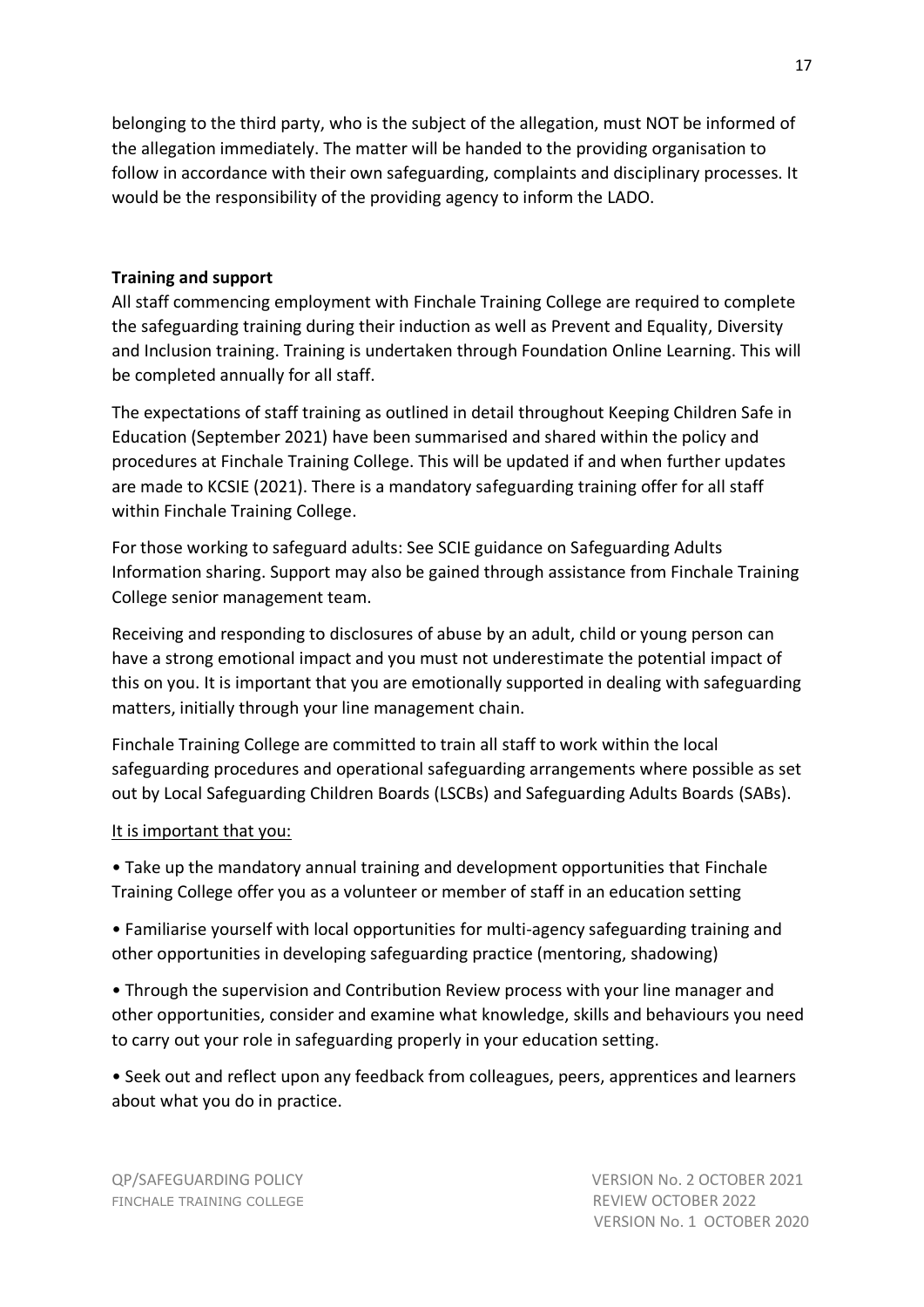belonging to the third party, who is the subject of the allegation, must NOT be informed of the allegation immediately. The matter will be handed to the providing organisation to follow in accordance with their own safeguarding, complaints and disciplinary processes. It would be the responsibility of the providing agency to inform the LADO.

**Training and support**

All staff commencing employment with Finchale Training College are required to complete the safeguarding training during their induction as well as Prevent and Equality, Diversity and Inclusion training. Training is undertaken through Foundation Online Learning. This will be completed annually for all staff.

The expectations of staff training as outlined in detail throughout Keeping Children Safe in Education (September 2021) have been summarised and shared within the policy and procedures at Finchale Training College. This will be updated if and when further updates are made to KCSIE (2021). There is a mandatory safeguarding training offer for all staff within Finchale Training College.

For those working to safeguard adults: See SCIE guidance on Safeguarding Adults Information sharing. Support may also be gained through assistance from Finchale Training College senior management team.

Receiving and responding to disclosures of abuse by an adult, child or young person can have a strong emotional impact and you must not underestimate the potential impact of this on you. It is important that you are emotionally supported in dealing with safeguarding matters, initially through your line management chain.

Finchale Training College are committed to train all staff to work within the local safeguarding procedures and operational safeguarding arrangements where possible as set out by Local Safeguarding Children Boards (LSCBs) and Safeguarding Adults Boards (SABs).

<u>It is important that you:</u>

- Take up the mandatory annual training and development opportunities that Finchale Training College offer you as a volunteer or member of staff in an education setting
- Familiarise yourself with local opportunities for multi-agency safeguarding training and other opportunities in developing safeguarding practice (mentoring, shadowing)
- Through the supervision and Contribution Review process with your line manager and other opportunities, consider and examine what knowledge, skills and behaviours you need to carry out your role in safeguarding properly in your education setting.
- Seek out and reflect upon any feedback from colleagues, peers, apprentices and learners about what you do in practice.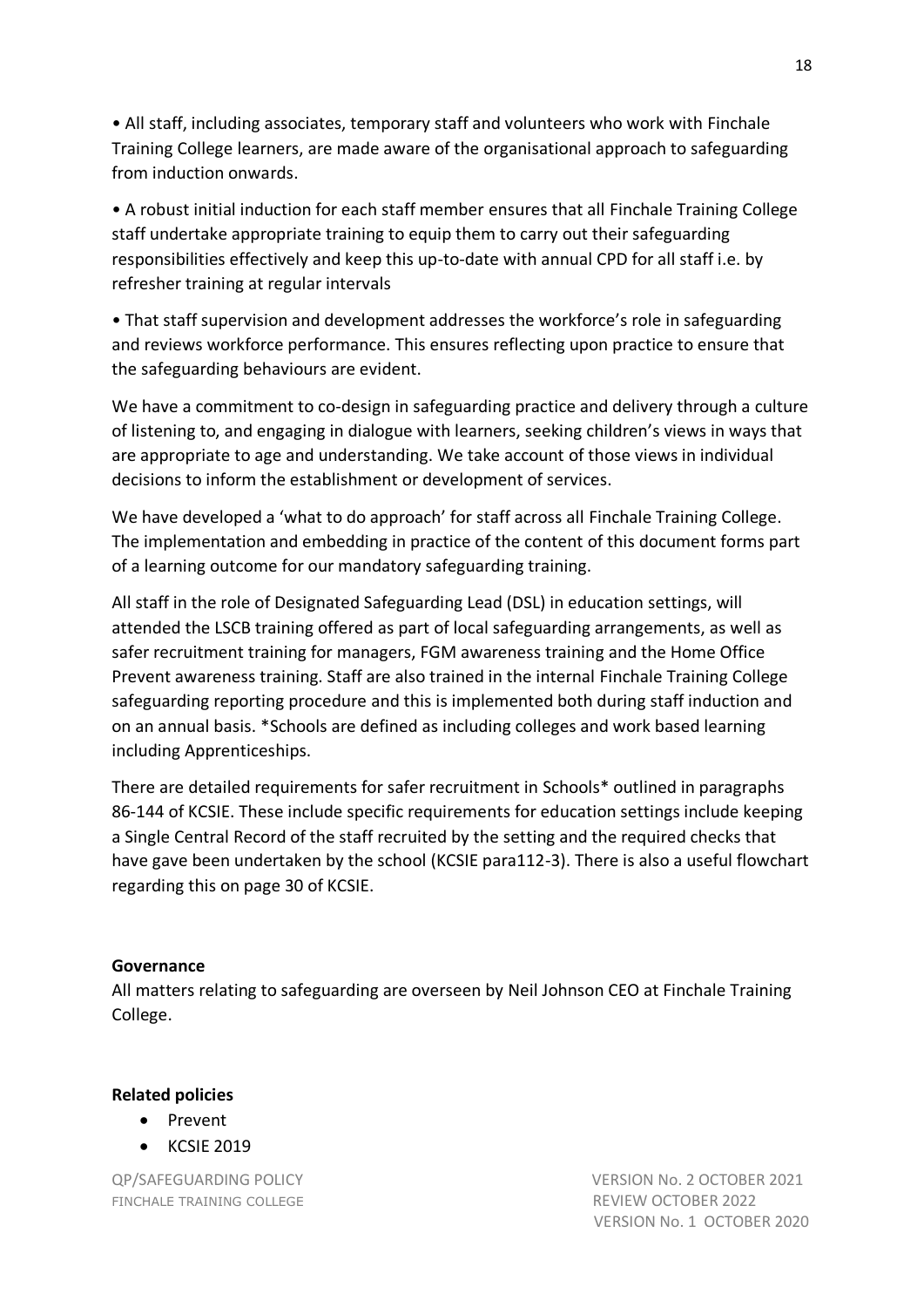• All staff, including associates, temporary staff and volunteers who work with Finchale Training College learners, are made aware of the organisational approach to safeguarding from induction onwards.

• A robust initial induction for each staff member ensures that all Finchale Training College staff undertake appropriate training to equip them to carry out their safeguarding responsibilities effectively and keep this up-to-date with annual CPD for all staff i.e. by refresher training at regular intervals

• That staff supervision and development addresses the workforce's role in safeguarding and reviews workforce performance. This ensures reflecting upon practice to ensure that the safeguarding behaviours are evident.

We have a commitment to co-design in safeguarding practice and delivery through a culture of listening to, and engaging in dialogue with learners, seeking children's views in ways that are appropriate to age and understanding. We take account of those views in individual decisions to inform the establishment or development of services.

We have developed a 'what to do approach' for staff across all Finchale Training College. The implementation and embedding in practice of the content of this document forms part of a learning outcome for our mandatory safeguarding training.

All staff in the role of Designated Safeguarding Lead (DSL) in education settings, will attended the LSCB training offered as part of local safeguarding arrangements, as well as safer recruitment training for managers, FGM awareness training and the Home Office Prevent awareness training. Staff are also trained in the internal Finchale Training College safeguarding reporting procedure and this is implemented both during staff induction and on an annual basis. *Schools are defined as including colleges and work based learning including Apprenticeships.

There are detailed requirements for safer recruitment in Schools* outlined in paragraphs 86-144 of KCSIE. These include specific requirements for education settings include keeping a Single Central Record of the staff recruited by the setting and the required checks that have gave been undertaken by the school (KCSIE para112-3). There is also a useful flowchart regarding this on page 30 of KCSIE.

**Governance**

All matters relating to safeguarding are overseen by Neil Johnson CEO at Finchale Training College.

**Related policies**

- Prevent
- KCSIE 2019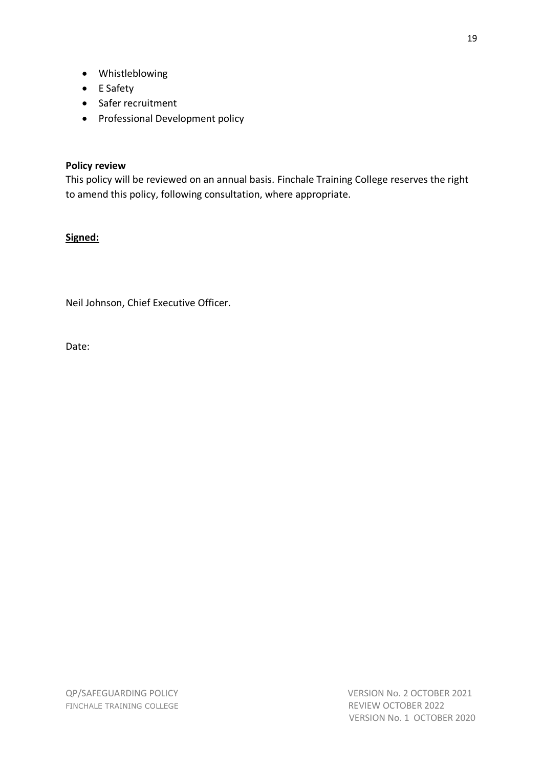- Whistleblowing
- E Safety
- Safer recruitment
- Professional Development policy

**Policy review**

This policy will be reviewed on an annual basis. Finchale Training College reserves the right to amend this policy, following consultation, where appropriate.

**Signed:**

Neil Johnson, Chief Executive Officer.

Date: